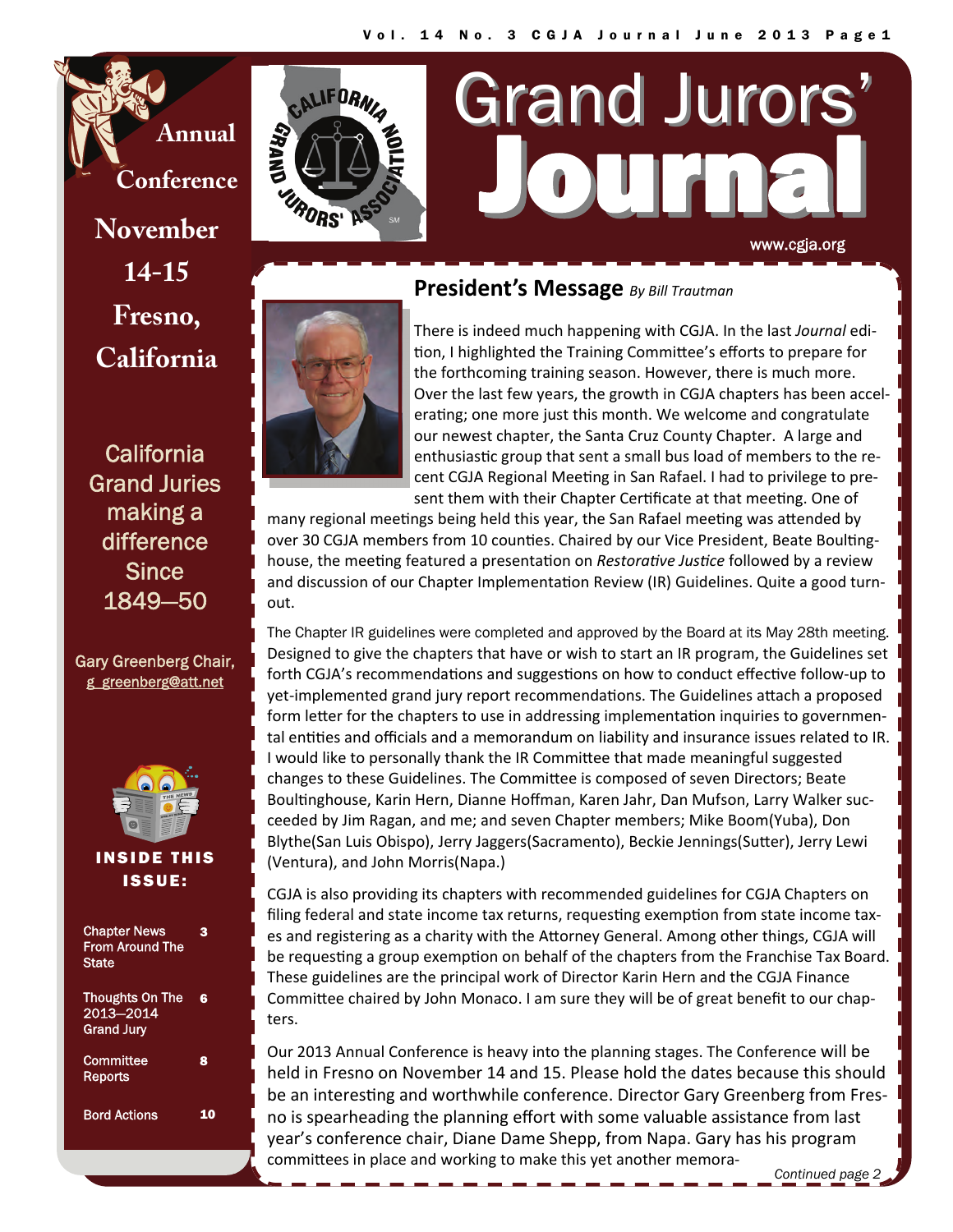# Grand Jurors' Journal

www.cgja.org

**Annual Conference**

**November 14-15**

**Fresno, California**

California Grand Juries making a difference Since 1849–50

Gary Greenberg Chair, g_greenberg@att.net

**INSIDE THIS ISSUE:**

| | |
|---|---|
| Chapter News From Around The State | 3 |
| Thoughts On The 2013–2014 Grand Jury | 6 |
| Committee Reports | 8 |
| Bord Actions | 10 |

## President's Message *By Bill Trautman*

There is indeed much happening with CGJA. In the last *Journal* edition, I highlighted the Training Committee's efforts to prepare for the forthcoming training season. However, there is much more. Over the last few years, the growth in CGJA chapters has been accelerating; one more just this month. We welcome and congratulate our newest chapter, the Santa Cruz County Chapter. A large and enthusiastic group that sent a small bus load of members to the recent CGJA Regional Meeting in San Rafael. I had to privilege to present them with their Chapter Certificate at that meeting. One of many regional meetings being held this year, the San Rafael meeting was attended by over 30 CGJA members from 10 counties. Chaired by our Vice President, Beate Boultinghouse, the meeting featured a presentation on *Restorative Justice* followed by a review and discussion of our Chapter Implementation Review (IR) Guidelines. Quite a good turnout.

The Chapter IR guidelines were completed and approved by the Board at its May 28th meeting. Designed to give the chapters that have or wish to start an IR program, the Guidelines set forth CGJA's recommendations and suggestions on how to conduct effective follow-up to yet-implemented grand jury report recommendations. The Guidelines attach a proposed form letter for the chapters to use in addressing implementation inquiries to governmental entities and officials and a memorandum on liability and insurance issues related to IR. I would like to personally thank the IR Committee that made meaningful suggested changes to these Guidelines. The Committee is composed of seven Directors; Beate Boultinghouse, Karin Hern, Dianne Hoffman, Karen Jahr, Dan Mufson, Larry Walker succeeded by Jim Ragan, and me; and seven Chapter members; Mike Boom(Yuba), Don Blythe(San Luis Obispo), Jerry Jaggers(Sacramento), Beckie Jennings(Sutter), Jerry Lewi (Ventura), and John Morris(Napa.)

CGJA is also providing its chapters with recommended guidelines for CGJA Chapters on filing federal and state income tax returns, requesting exemption from state income taxes and registering as a charity with the Attorney General. Among other things, CGJA will be requesting a group exemption on behalf of the chapters from the Franchise Tax Board. These guidelines are the principal work of Director Karin Hern and the CGJA Finance Committee chaired by John Monaco. I am sure they will be of great benefit to our chapters.

Our 2013 Annual Conference is heavy into the planning stages. The Conference will be held in Fresno on November 14 and 15. Please hold the dates because this should be an interesting and worthwhile conference. Director Gary Greenberg from Fresno is spearheading the planning effort with some valuable assistance from last year's conference chair, Diane Dame Shepp, from Napa. Gary has his program committees in place and working to make this yet another memora-

*Continued page 2*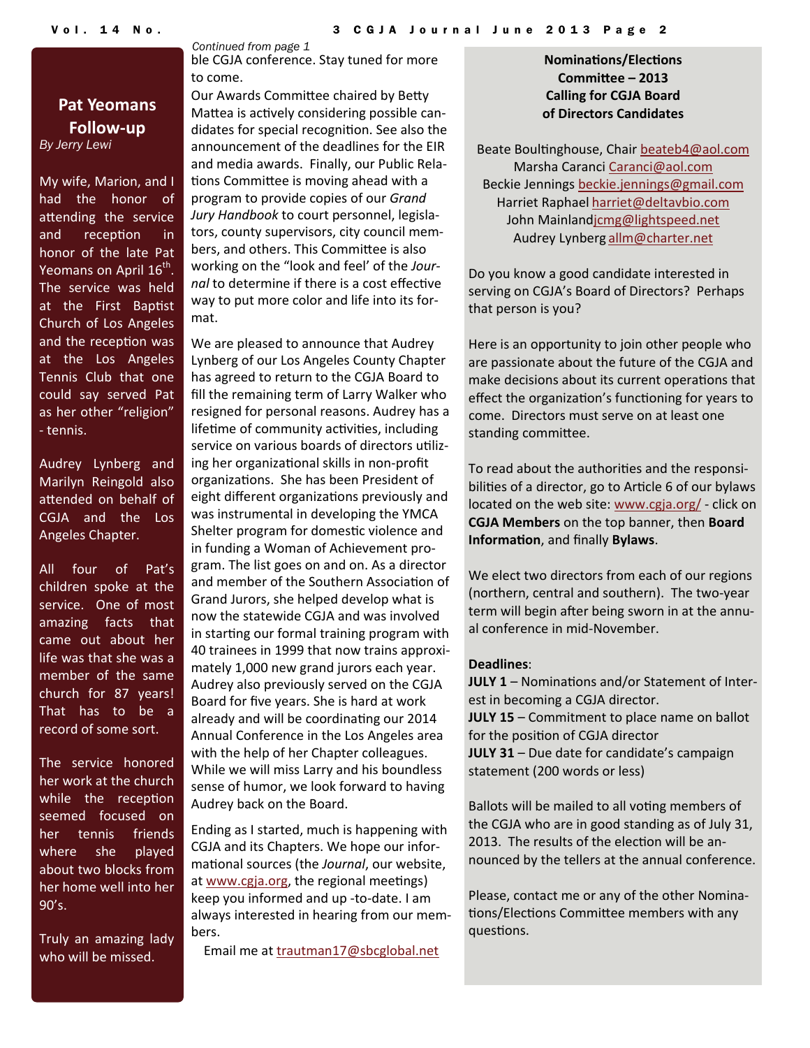## Pat Yeomans Follow-up

*By Jerry Lewi*

My wife, Marion, and I had the honor of attending the service and reception in honor of the late Pat Yeomans on April 16th. The service was held at the First Baptist Church of Los Angeles and the reception was at the Los Angeles Tennis Club that one could say served Pat as her other "religion" - tennis.

Audrey Lynberg and Marilyn Reingold also attended on behalf of CGJA and the Los Angeles Chapter.

All four of Pat's children spoke at the service. One of most amazing facts that came out about her life was that she was a member of the same church for 87 years! That has to be a record of some sort.

The service honored her work at the church while the reception seemed focused on her tennis friends where she played about two blocks from her home well into her 90's.

Truly an amazing lady who will be missed.

*Continued from page 1*

ble CGJA conference. Stay tuned for more to come.

Our Awards Committee chaired by Betty Mattea is actively considering possible candidates for special recognition. See also the announcement of the deadlines for the EIR and media awards. Finally, our Public Relations Committee is moving ahead with a program to provide copies of our *Grand Jury Handbook* to court personnel, legislators, county supervisors, city council members, and others. This Committee is also working on the "look and feel" of the *Journal* to determine if there is a cost effective way to put more color and life into its format.

We are pleased to announce that Audrey Lynberg of our Los Angeles County Chapter has agreed to return to the CGJA Board to fill the remaining term of Larry Walker who resigned for personal reasons. Audrey has a lifetime of community activities, including service on various boards of directors utilizing her organizational skills in non-profit organizations. She has been President of eight different organizations previously and was instrumental in developing the YMCA Shelter program for domestic violence and in funding a Woman of Achievement program. The list goes on and on. As a director and member of the Southern Association of Grand Jurors, she helped develop what is now the statewide CGJA and was involved in starting our formal training program with 40 trainees in 1999 that now trains approximately 1,000 new grand jurors each year. Audrey also previously served on the CGJA Board for five years. She is hard at work already and will be coordinating our 2014 Annual Conference in the Los Angeles area with the help of her Chapter colleagues. While we will miss Larry and his boundless sense of humor, we look forward to having Audrey back on the Board.

Ending as I started, much is happening with CGJA and its Chapters. We hope our informational sources (the *Journal*, our website, at www.cgja.org, the regional meetings) keep you informed and up -to-date. I am always interested in hearing from our members.

Email me at trautman17@sbcglobal.net

## Nominations/Elections Committee – 2013 Calling for CGJA Board of Directors Candidates

Beate Boultinghouse, Chair beateb4@aol.com
Marsha Caranci Caranci@aol.com
Beckie Jennings beckie.jennings@gmail.com
Harriet Raphael harriet@deltavbio.com
John Mainland jcmg@lightspeed.net
Audrey Lynberg allm@charter.net

Do you know a good candidate interested in serving on CGJA's Board of Directors? Perhaps that person is you?

Here is an opportunity to join other people who are passionate about the future of the CGJA and make decisions about its current operations that effect the organization's functioning for years to come. Directors must serve on at least one standing committee.

To read about the authorities and the responsibilities of a director, go to Article 6 of our bylaws located on the web site: www.cgja.org/ - click on **CGJA Members** on the top banner, then **Board Information**, and finally **Bylaws**.

We elect two directors from each of our regions (northern, central and southern). The two-year term will begin after being sworn in at the annual conference in mid-November.

**Deadlines**:

**JULY 1** – Nominations and/or Statement of Interest in becoming a CGJA director.
**JULY 15** – Commitment to place name on ballot for the position of CGJA director
**JULY 31** – Due date for candidate's campaign statement (200 words or less)

Ballots will be mailed to all voting members of the CGJA who are in good standing as of July 31, 2013. The results of the election will be announced by the tellers at the annual conference.

Please, contact me or any of the other Nominations/Elections Committee members with any questions.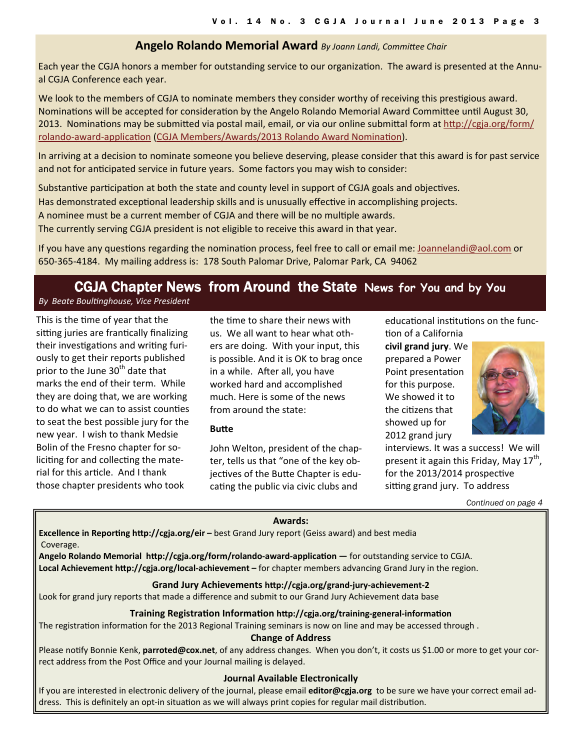## Angelo Rolando Memorial Award *By Joann Landi, Committee Chair*

Each year the CGJA honors a member for outstanding service to our organization. The award is presented at the Annual CGJA Conference each year.

We look to the members of CGJA to nominate members they consider worthy of receiving this prestigious award. Nominations will be accepted for consideration by the Angelo Rolando Memorial Award Committee until August 30, 2013. Nominations may be submitted via postal mail, email, or via our online submittal form at http://cgja.org/form/rolando-award-application (CGJA Members/Awards/2013 Rolando Award Nomination).

In arriving at a decision to nominate someone you believe deserving, please consider that this award is for past service and not for anticipated service in future years. Some factors you may wish to consider:

Substantive participation at both the state and county level in support of CGJA goals and objectives.
Has demonstrated exceptional leadership skills and is unusually effective in accomplishing projects.
A nominee must be a current member of CGJA and there will be no multiple awards.
The currently serving CGJA president is not eligible to receive this award in that year.

If you have any questions regarding the nomination process, feel free to call or email me: Joannelandi@aol.com or 650-365-4184. My mailing address is: 178 South Palomar Drive, Palomar Park, CA 94062

## CGJA Chapter News from Around the State News for You and by You

*By Beate Boultinghouse, Vice President*

This is the time of year that the sitting juries are frantically finalizing their investigations and writing furiously to get their reports published prior to the June 30th date that marks the end of their term. While they are doing that, we are working to do what we can to assist counties to seat the best possible jury for the new year. I wish to thank Medsie Bolin of the Fresno chapter for soliciting for and collecting the material for this article. And I thank those chapter presidents who took the time to share their news with us. We all want to hear what others are doing. With your input, this is possible. And it is OK to brag once in a while. After all, you have worked hard and accomplished much. Here is some of the news from around the state:

**Butte**

John Welton, president of the chapter, tells us that "one of the key objectives of the Butte Chapter is educating the public via civic clubs and educational institutions on the function of a California **civil grand jury**. We prepared a Power Point presentation for this purpose. We showed it to the citizens that showed up for 2012 grand jury interviews. It was a success! We will present it again this Friday, May 17th, for the 2013/2014 prospective sitting grand jury. To address

*Continued on page 4*

---

**Awards:**

**Excellence in Reporting http://cgja.org/eir –** best Grand Jury report (Geiss award) and best media Coverage.

**Angelo Rolando Memorial http://cgja.org/form/rolando-award-application —** for outstanding service to CGJA.

**Local Achievement http://cgja.org/local-achievement –** for chapter members advancing Grand Jury in the region.

**Grand Jury Achievements http://cgja.org/grand-jury-achievement-2**

Look for grand jury reports that made a difference and submit to our Grand Jury Achievement data base

**Training Registration Information http://cgja.org/training-general-information**

The registration information for the 2013 Regional Training seminars is now on line and may be accessed through .

**Change of Address**

Please notify Bonnie Kenk, **parroted@cox.net**, of any address changes. When you don't, it costs us $1.00 or more to get your correct address from the Post Office and your Journal mailing is delayed.

**Journal Available Electronically**

If you are interested in electronic delivery of the journal, please email **editor@cgja.org** to be sure we have your correct email address. This is definitely an opt-in situation as we will always print copies for regular mail distribution.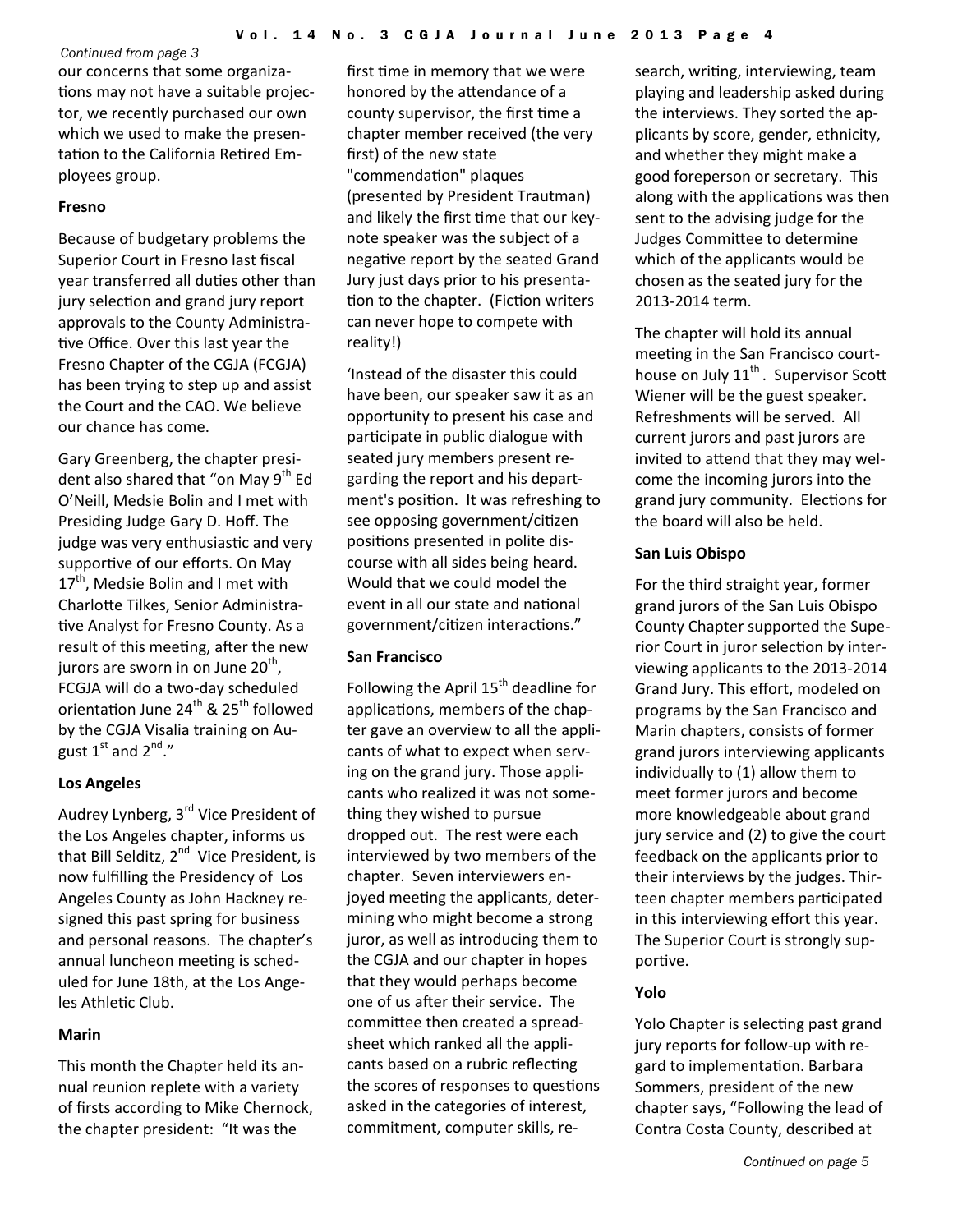*Continued from page 3*

our concerns that some organizations may not have a suitable projector, we recently purchased our own which we used to make the presentation to the California Retired Employees group.

**Fresno**

Because of budgetary problems the Superior Court in Fresno last fiscal year transferred all duties other than jury selection and grand jury report approvals to the County Administrative Office. Over this last year the Fresno Chapter of the CGJA (FCGJA) has been trying to step up and assist the Court and the CAO. We believe our chance has come.

Gary Greenberg, the chapter president also shared that "on May 9th Ed O'Neill, Medsie Bolin and I met with Presiding Judge Gary D. Hoff. The judge was very enthusiastic and very supportive of our efforts. On May 17th, Medsie Bolin and I met with Charlotte Tilkes, Senior Administrative Analyst for Fresno County. As a result of this meeting, after the new jurors are sworn in on June 20th, FCGJA will do a two-day scheduled orientation June 24th & 25th followed by the CGJA Visalia training on August 1st and 2nd."

**Los Angeles**

Audrey Lynberg, 3rd Vice President of the Los Angeles chapter, informs us that Bill Selditz, 2nd Vice President, is now fulfilling the Presidency of Los Angeles County as John Hackney resigned this past spring for business and personal reasons. The chapter's annual luncheon meeting is scheduled for June 18th, at the Los Angeles Athletic Club.

**Marin**

This month the Chapter held its annual reunion replete with a variety of firsts according to Mike Chernock, the chapter president: "It was the first time in memory that we were honored by the attendance of a county supervisor, the first time a chapter member received (the very first) of the new state "commendation" plaques (presented by President Trautman) and likely the first time that our keynote speaker was the subject of a negative report by the seated Grand Jury just days prior to his presentation to the chapter. (Fiction writers can never hope to compete with reality!)

'Instead of the disaster this could have been, our speaker saw it as an opportunity to present his case and participate in public dialogue with seated jury members present regarding the report and his department's position. It was refreshing to see opposing government/citizen positions presented in polite discourse with all sides being heard. Would that we could model the event in all our state and national government/citizen interactions."

**San Francisco**

Following the April 15th deadline for applications, members of the chapter gave an overview to all the applicants of what to expect when serving on the grand jury. Those applicants who realized it was not something they wished to pursue dropped out. The rest were each interviewed by two members of the chapter. Seven interviewers enjoyed meeting the applicants, determining who might become a strong juror, as well as introducing them to the CGJA and our chapter in hopes that they would perhaps become one of us after their service. The committee then created a spreadsheet which ranked all the applicants based on a rubric reflecting the scores of responses to questions asked in the categories of interest, commitment, computer skills, research, writing, interviewing, team playing and leadership asked during the interviews. They sorted the applicants by score, gender, ethnicity, and whether they might make a good foreperson or secretary. This along with the applications was then sent to the advising judge for the Judges Committee to determine which of the applicants would be chosen as the seated jury for the 2013-2014 term.

The chapter will hold its annual meeting in the San Francisco courthouse on July 11th. Supervisor Scott Wiener will be the guest speaker. Refreshments will be served. All current jurors and past jurors are invited to attend that they may welcome the incoming jurors into the grand jury community. Elections for the board will also be held.

**San Luis Obispo**

For the third straight year, former grand jurors of the San Luis Obispo County Chapter supported the Superior Court in juror selection by interviewing applicants to the 2013-2014 Grand Jury. This effort, modeled on programs by the San Francisco and Marin chapters, consists of former grand jurors interviewing applicants individually to (1) allow them to meet former jurors and become more knowledgeable about grand jury service and (2) to give the court feedback on the applicants prior to their interviews by the judges. Thirteen chapter members participated in this interviewing effort this year. The Superior Court is strongly supportive.

**Yolo**

Yolo Chapter is selecting past grand jury reports for follow-up with regard to implementation. Barbara Sommers, president of the new chapter says, "Following the lead of Contra Costa County, described at

*Continued on page 5*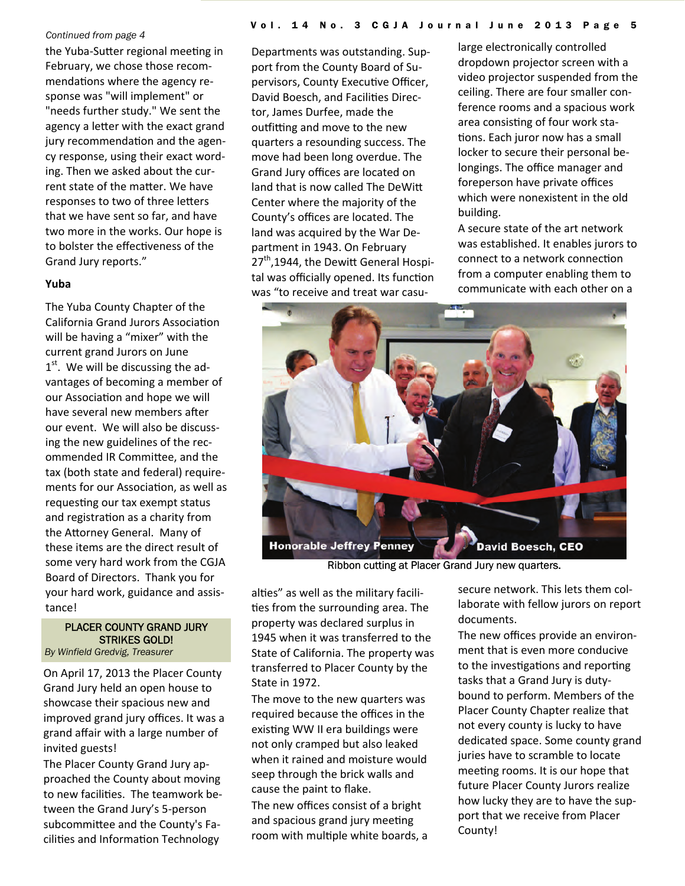*Continued from page 4*

the Yuba-Sutter regional meeting in February, we chose those recommendations where the agency response was "will implement" or "needs further study." We sent the agency a letter with the exact grand jury recommendation and the agency response, using their exact wording. Then we asked about the current state of the matter. We have responses to two of three letters that we have sent so far, and have two more in the works. Our hope is to bolster the effectiveness of the Grand Jury reports."

**Yuba**

The Yuba County Chapter of the California Grand Jurors Association will be having a "mixer" with the current grand Jurors on June 1st. We will be discussing the advantages of becoming a member of our Association and hope we will have several new members after our event. We will also be discussing the new guidelines of the recommended IR Committee, and the tax (both state and federal) requirements for our Association, as well as requesting our tax exempt status and registration as a charity from the Attorney General. Many of these items are the direct result of some very hard work from the CGJA Board of Directors. Thank you for your hard work, guidance and assistance!

## PLACER COUNTY GRAND JURY STRIKES GOLD!

*By Winfield Gredvig, Treasurer*

On April 17, 2013 the Placer County Grand Jury held an open house to showcase their spacious new and improved grand jury offices. It was a grand affair with a large number of invited guests!

The Placer County Grand Jury approached the County about moving to new facilities. The teamwork between the Grand Jury's 5-person subcommittee and the County's Facilities and Information Technology Departments was outstanding. Support from the County Board of Supervisors, County Executive Officer, David Boesch, and Facilities Director, James Durfee, made the outfitting and move to the new quarters a resounding success. The move had been long overdue. The Grand Jury offices are located on land that is now called The DeWitt Center where the majority of the County's offices are located. The land was acquired by the War Department in 1943. On February 27th,1944, the Dewitt General Hospital was officially opened. Its function was "to receive and treat war casualties" as well as the military facilities from the surrounding area. The property was declared surplus in 1945 when it was transferred to the State of California. The property was transferred to Placer County by the State in 1972.

The move to the new quarters was required because the offices in the existing WW II era buildings were not only cramped but also leaked when it rained and moisture would seep through the brick walls and cause the paint to flake.

The new offices consist of a bright and spacious grand jury meeting room with multiple white boards, a large electronically controlled dropdown projector screen with a video projector suspended from the ceiling. There are four smaller conference rooms and a spacious work area consisting of four work stations. Each juror now has a small locker to secure their personal belongings. The office manager and foreperson have private offices which were nonexistent in the old building.

A secure state of the art network was established. It enables jurors to connect to a network connection from a computer enabling them to communicate with each other on a secure network. This lets them collaborate with fellow jurors on report documents.

The new offices provide an environment that is even more conducive to the investigations and reporting tasks that a Grand Jury is duty-bound to perform. Members of the Placer County Chapter realize that not every county is lucky to have dedicated space. Some county grand juries have to scramble to locate meeting rooms. It is our hope that future Placer County Jurors realize how lucky they are to have the support that we receive from Placer County!

Honorable Jeffrey Penney — David Boesch, CEO

Ribbon cutting at Placer Grand Jury new quarters.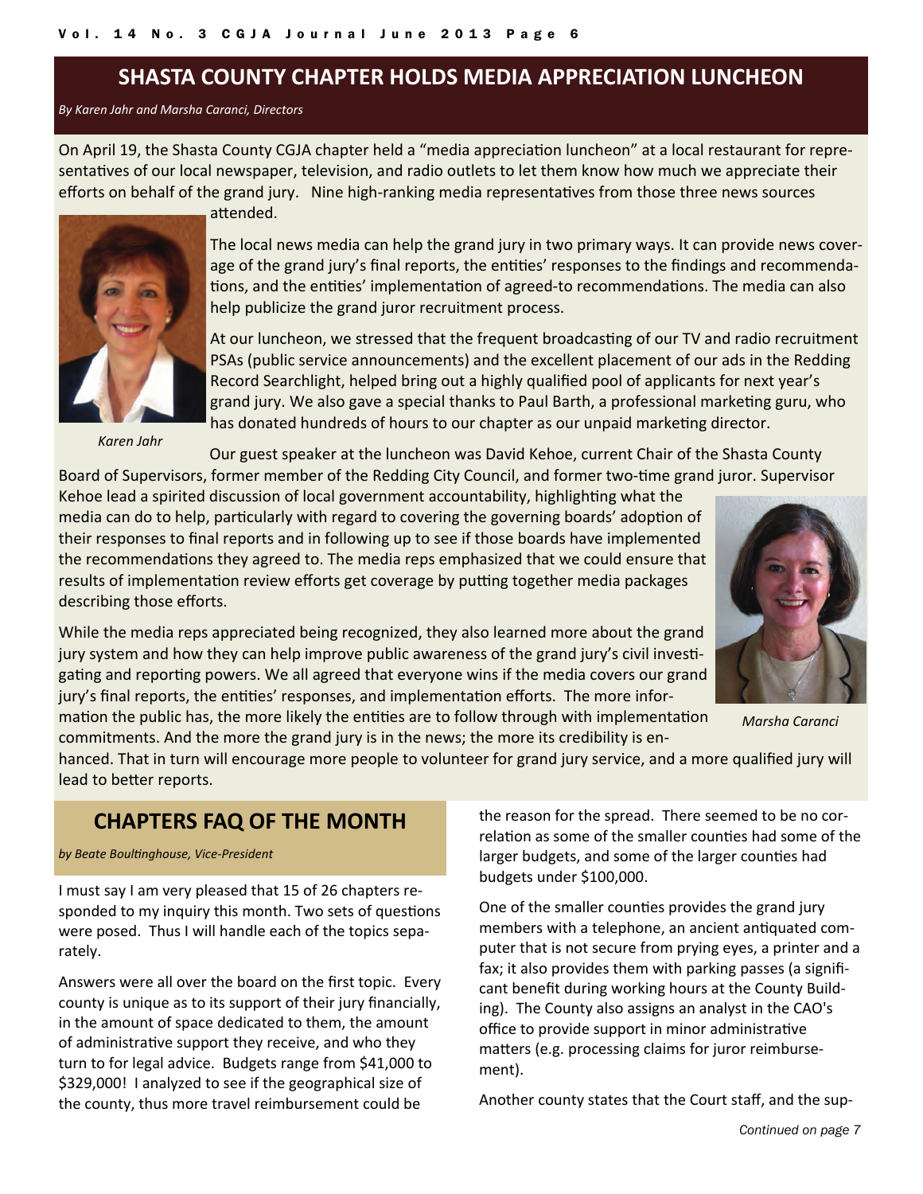## SHASTA COUNTY CHAPTER HOLDS MEDIA APPRECIATION LUNCHEON

*By Karen Jahr and Marsha Caranci, Directors*

On April 19, the Shasta County CGJA chapter held a "media appreciation luncheon" at a local restaurant for representatives of our local newspaper, television, and radio outlets to let them know how much we appreciate their efforts on behalf of the grand jury. Nine high-ranking media representatives from those three news sources attended.

The local news media can help the grand jury in two primary ways. It can provide news coverage of the grand jury's final reports, the entities' responses to the findings and recommendations, and the entities' implementation of agreed-to recommendations. The media can also help publicize the grand juror recruitment process.

At our luncheon, we stressed that the frequent broadcasting of our TV and radio recruitment PSAs (public service announcements) and the excellent placement of our ads in the Redding Record Searchlight, helped bring out a highly qualified pool of applicants for next year's grand jury. We also gave a special thanks to Paul Barth, a professional marketing guru, who has donated hundreds of hours to our chapter as our unpaid marketing director.

*Karen Jahr*

Our guest speaker at the luncheon was David Kehoe, current Chair of the Shasta County Board of Supervisors, former member of the Redding City Council, and former two-time grand juror. Supervisor Kehoe lead a spirited discussion of local government accountability, highlighting what the media can do to help, particularly with regard to covering the governing boards' adoption of their responses to final reports and in following up to see if those boards have implemented the recommendations they agreed to. The media reps emphasized that we could ensure that results of implementation review efforts get coverage by putting together media packages describing those efforts.

While the media reps appreciated being recognized, they also learned more about the grand jury system and how they can help improve public awareness of the grand jury's civil investigating and reporting powers. We all agreed that everyone wins if the media covers our grand jury's final reports, the entities' responses, and implementation efforts. The more information the public has, the more likely the entities are to follow through with implementation commitments. And the more the grand jury is in the news; the more its credibility is enhanced. That in turn will encourage more people to volunteer for grand jury service, and a more qualified jury will lead to better reports.

*Marsha Caranci*

## CHAPTERS FAQ OF THE MONTH

*by Beate Boultinghouse, Vice-President*

I must say I am very pleased that 15 of 26 chapters responded to my inquiry this month. Two sets of questions were posed. Thus I will handle each of the topics separately.

Answers were all over the board on the first topic. Every county is unique as to its support of their jury financially, in the amount of space dedicated to them, the amount of administrative support they receive, and who they turn to for legal advice. Budgets range from $41,000 to $329,000! I analyzed to see if the geographical size of the county, thus more travel reimbursement could be the reason for the spread. There seemed to be no correlation as some of the smaller counties had some of the larger budgets, and some of the larger counties had budgets under $100,000.

One of the smaller counties provides the grand jury members with a telephone, an ancient antiquated computer that is not secure from prying eyes, a printer and a fax; it also provides them with parking passes (a significant benefit during working hours at the County Building). The County also assigns an analyst in the CAO's office to provide support in minor administrative matters (e.g. processing claims for juror reimbursement).

Another county states that the Court staff, and the sup-

*Continued on page 7*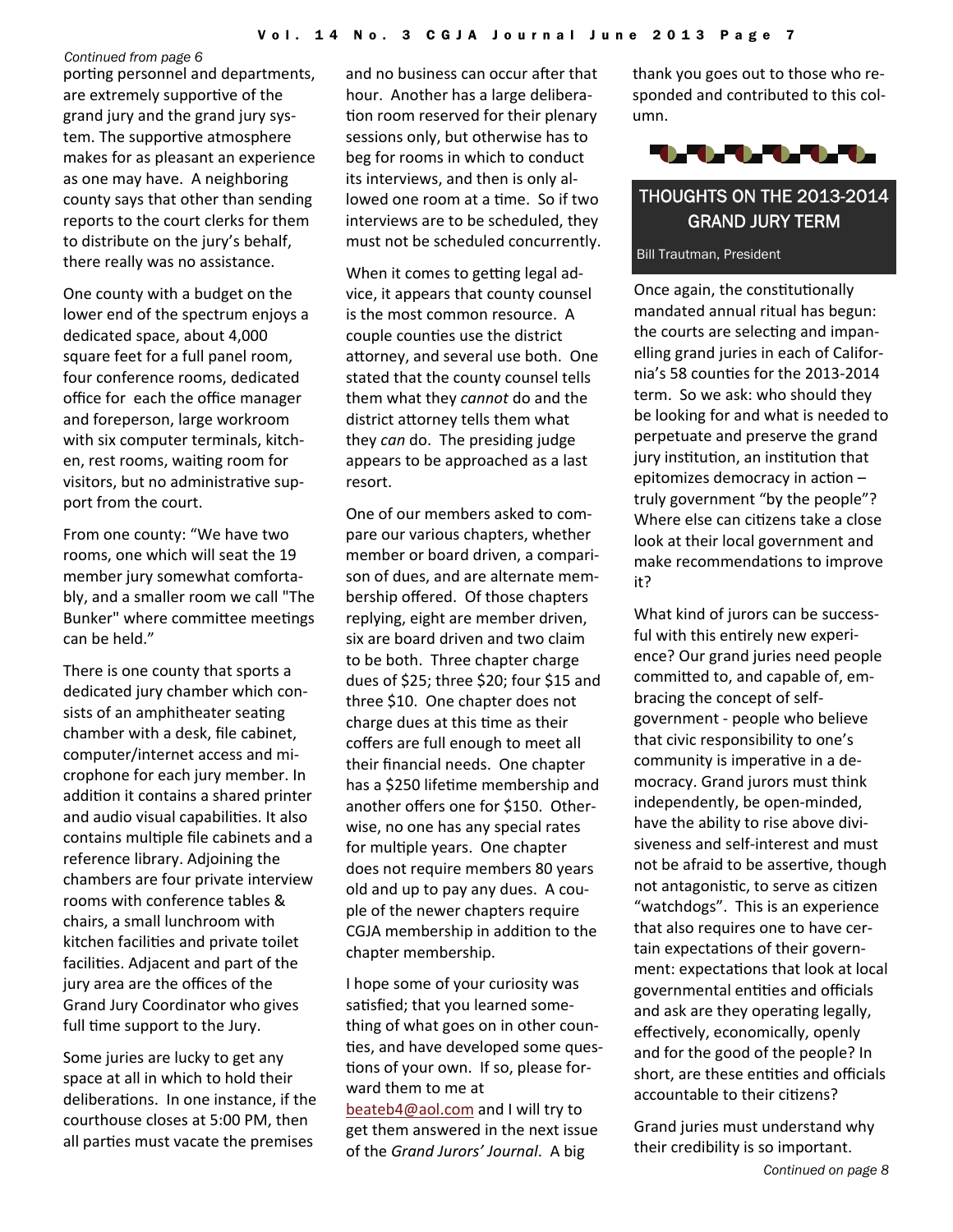*Continued from page 6*

porting personnel and departments, are extremely supportive of the grand jury and the grand jury system. The supportive atmosphere makes for as pleasant an experience as one may have. A neighboring county says that other than sending reports to the court clerks for them to distribute on the jury's behalf, there really was no assistance.

One county with a budget on the lower end of the spectrum enjoys a dedicated space, about 4,000 square feet for a full panel room, four conference rooms, dedicated office for each the office manager and foreperson, large workroom with six computer terminals, kitchen, rest rooms, waiting room for visitors, but no administrative support from the court.

From one county: "We have two rooms, one which will seat the 19 member jury somewhat comfortably, and a smaller room we call "The Bunker" where committee meetings can be held."

There is one county that sports a dedicated jury chamber which consists of an amphitheater seating chamber with a desk, file cabinet, computer/internet access and microphone for each jury member. In addition it contains a shared printer and audio visual capabilities. It also contains multiple file cabinets and a reference library. Adjoining the chambers are four private interview rooms with conference tables & chairs, a small lunchroom with kitchen facilities and private toilet facilities. Adjacent and part of the jury area are the offices of the Grand Jury Coordinator who gives full time support to the Jury.

Some juries are lucky to get any space at all in which to hold their deliberations. In one instance, if the courthouse closes at 5:00 PM, then all parties must vacate the premises and no business can occur after that hour. Another has a large deliberation room reserved for their plenary sessions only, but otherwise has to beg for rooms in which to conduct its interviews, and then is only allowed one room at a time. So if two interviews are to be scheduled, they must not be scheduled concurrently.

When it comes to getting legal advice, it appears that county counsel is the most common resource. A couple counties use the district attorney, and several use both. One stated that the county counsel tells them what they *cannot* do and the district attorney tells them what they *can* do. The presiding judge appears to be approached as a last resort.

One of our members asked to compare our various chapters, whether member or board driven, a comparison of dues, and are alternate membership offered. Of those chapters replying, eight are member driven, six are board driven and two claim to be both. Three chapter charge dues of $25; three $20; four $15 and three $10. One chapter does not charge dues at this time as their coffers are full enough to meet all their financial needs. One chapter has a $250 lifetime membership and another offers one for $150. Otherwise, no one has any special rates for multiple years. One chapter does not require members 80 years old and up to pay any dues. A couple of the newer chapters require CGJA membership in addition to the chapter membership.

I hope some of your curiosity was satisfied; that you learned something of what goes on in other counties, and have developed some questions of your own. If so, please forward them to me at beateb4@aol.com and I will try to get them answered in the next issue of the *Grand Jurors' Journal*. A big thank you goes out to those who responded and contributed to this column.

## THOUGHTS ON THE 2013-2014 GRAND JURY TERM

Bill Trautman, President

Once again, the constitutionally mandated annual ritual has begun: the courts are selecting and impanelling grand juries in each of California's 58 counties for the 2013-2014 term. So we ask: who should they be looking for and what is needed to perpetuate and preserve the grand jury institution, an institution that epitomizes democracy in action – truly government "by the people"? Where else can citizens take a close look at their local government and make recommendations to improve it?

What kind of jurors can be successful with this entirely new experience? Our grand juries need people committed to, and capable of, embracing the concept of self-government - people who believe that civic responsibility to one's community is imperative in a democracy. Grand jurors must think independently, be open-minded, have the ability to rise above divisiveness and self-interest and must not be afraid to be assertive, though not antagonistic, to serve as citizen "watchdogs". This is an experience that also requires one to have certain expectations of their government: expectations that look at local governmental entities and officials and ask are they operating legally, effectively, economically, openly and for the good of the people? In short, are these entities and officials accountable to their citizens?

Grand juries must understand why their credibility is so important.

*Continued on page 8*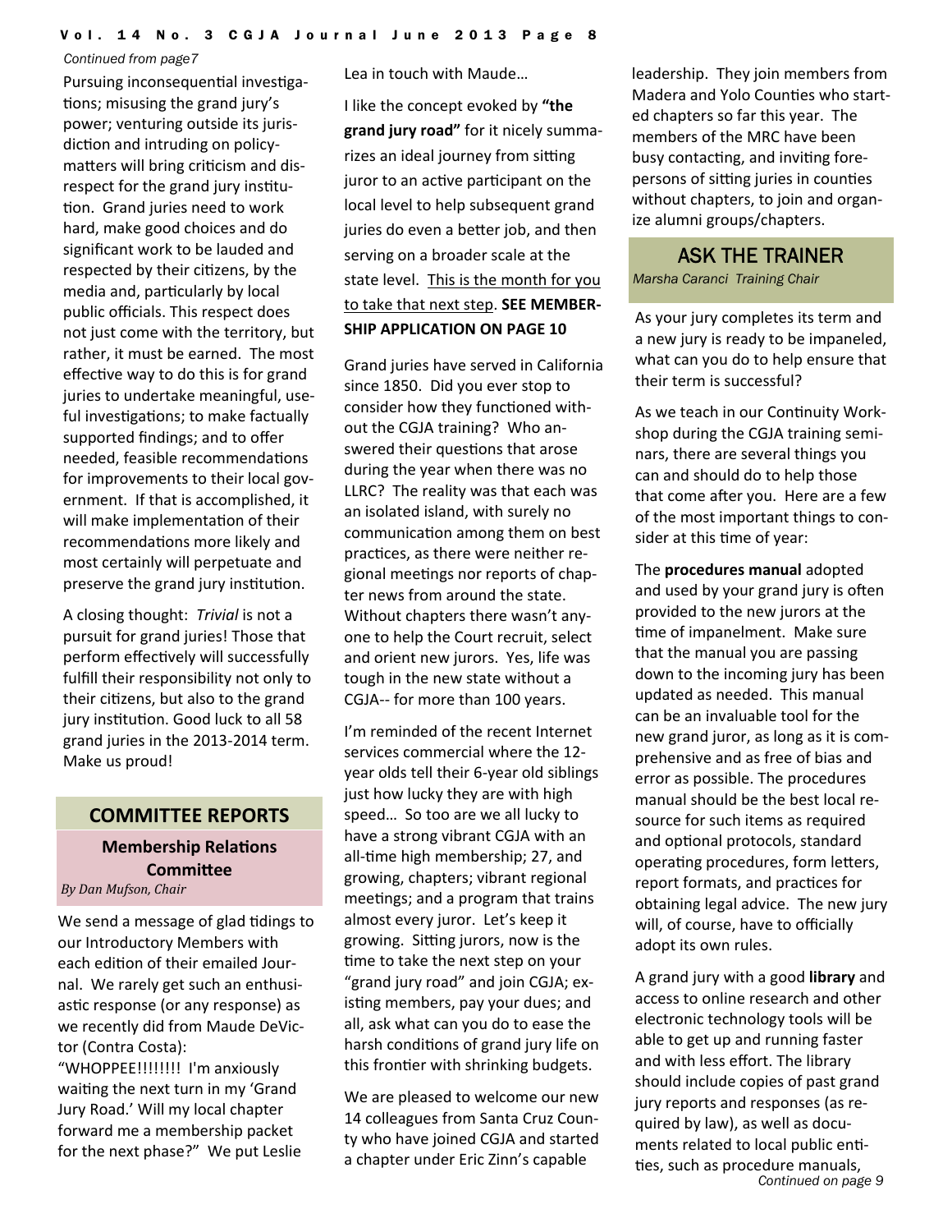*Continued from page7*

Pursuing inconsequential investigations; misusing the grand jury's power; venturing outside its jurisdiction and intruding on policy-matters will bring criticism and disrespect for the grand jury institution. Grand juries need to work hard, make good choices and do significant work to be lauded and respected by their citizens, by the media and, particularly by local public officials. This respect does not just come with the territory, but rather, it must be earned. The most effective way to do this is for grand juries to undertake meaningful, useful investigations; to make factually supported findings; and to offer needed, feasible recommendations for improvements to their local government. If that is accomplished, it will make implementation of their recommendations more likely and most certainly will perpetuate and preserve the grand jury institution.

A closing thought: *Trivial* is not a pursuit for grand juries! Those that perform effectively will successfully fulfill their responsibility not only to their citizens, but also to the grand jury institution. Good luck to all 58 grand juries in the 2013-2014 term. Make us proud!

## COMMITTEE REPORTS

### Membership Relations Committee

*By Dan Mufson, Chair*

We send a message of glad tidings to our Introductory Members with each edition of their emailed Journal. We rarely get such an enthusiastic response (or any response) as we recently did from Maude DeVictor (Contra Costa):
"WHOPPEE!!!!!!!! I'm anxiously waiting the next turn in my 'Grand Jury Road.' Will my local chapter forward me a membership packet for the next phase?" We put Leslie Lea in touch with Maude…

I like the concept evoked by **"the grand jury road"** for it nicely summarizes an ideal journey from sitting juror to an active participant on the local level to help subsequent grand juries do even a better job, and then serving on a broader scale at the state level. This is the month for you to take that next step. **SEE MEMBERSHIP APPLICATION ON PAGE 10**

Grand juries have served in California since 1850. Did you ever stop to consider how they functioned without the CGJA training? Who answered their questions that arose during the year when there was no LLRC? The reality was that each was an isolated island, with surely no communication among them on best practices, as there were neither regional meetings nor reports of chapter news from around the state. Without chapters there wasn't anyone to help the Court recruit, select and orient new jurors. Yes, life was tough in the new state without a CGJA-- for more than 100 years.

I'm reminded of the recent Internet services commercial where the 12-year olds tell their 6-year old siblings just how lucky they are with high speed… So too are we all lucky to have a strong vibrant CGJA with an all-time high membership; 27, and growing, chapters; vibrant regional meetings; and a program that trains almost every juror. Let's keep it growing. Sitting jurors, now is the time to take the next step on your "grand jury road" and join CGJA; existing members, pay your dues; and all, ask what can you do to ease the harsh conditions of grand jury life on this frontier with shrinking budgets.

We are pleased to welcome our new 14 colleagues from Santa Cruz County who have joined CGJA and started a chapter under Eric Zinn's capable leadership. They join members from Madera and Yolo Counties who started chapters so far this year. The members of the MRC have been busy contacting, and inviting forepersons of sitting juries in counties without chapters, to join and organize alumni groups/chapters.

## ASK THE TRAINER

*Marsha Caranci Training Chair*

As your jury completes its term and a new jury is ready to be impaneled, what can you do to help ensure that their term is successful?

As we teach in our Continuity Workshop during the CGJA training seminars, there are several things you can and should do to help those that come after you. Here are a few of the most important things to consider at this time of year:

The **procedures manual** adopted and used by your grand jury is often provided to the new jurors at the time of impanelment. Make sure that the manual you are passing down to the incoming jury has been updated as needed. This manual can be an invaluable tool for the new grand juror, as long as it is comprehensive and as free of bias and error as possible. The procedures manual should be the best local resource for such items as required and optional protocols, standard operating procedures, form letters, report formats, and practices for obtaining legal advice. The new jury will, of course, have to officially adopt its own rules.

A grand jury with a good **library** and access to online research and other electronic technology tools will be able to get up and running faster and with less effort. The library should include copies of past grand jury reports and responses (as required by law), as well as documents related to local public entities, such as procedure manuals,

*Continued on page 9*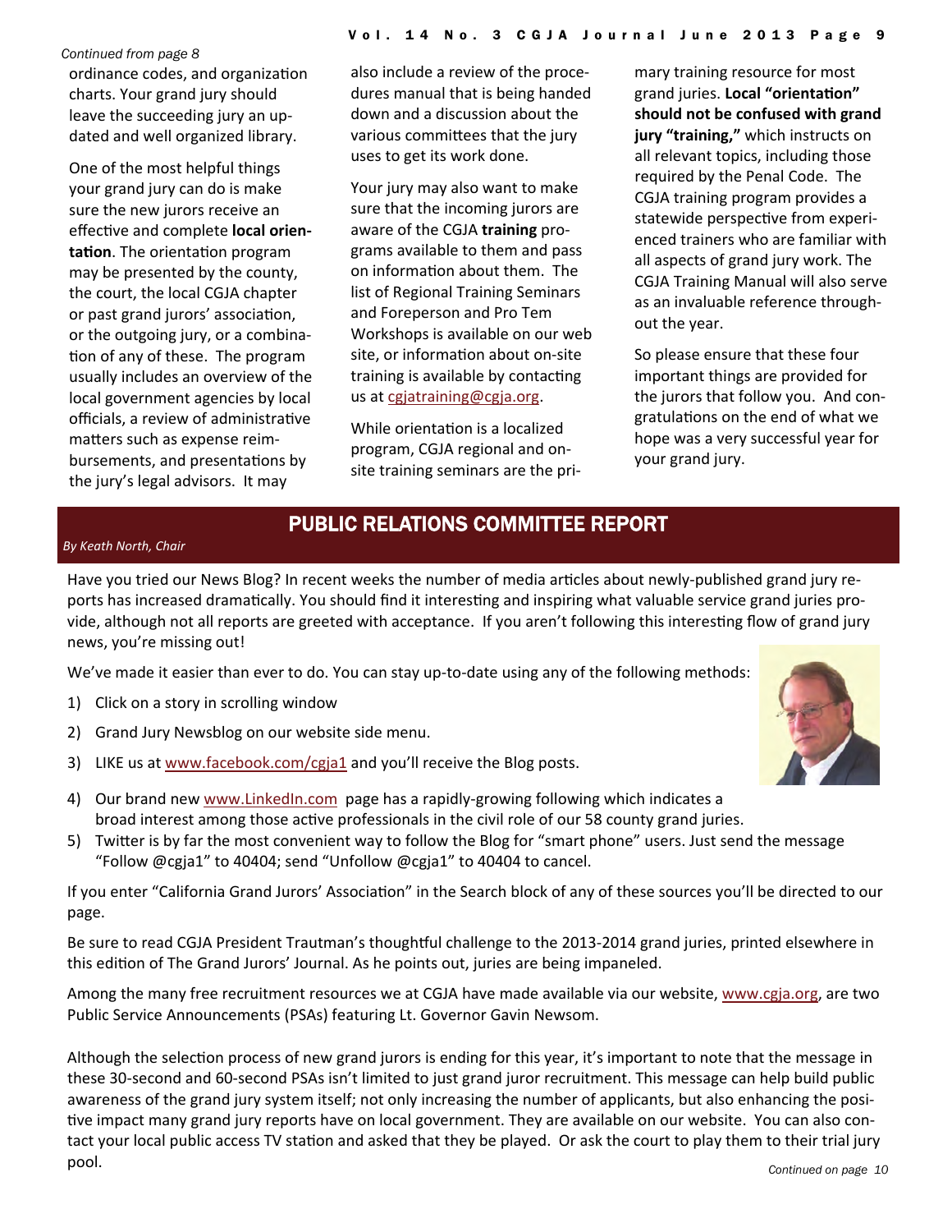*Continued from page 8*

ordinance codes, and organization charts. Your grand jury should leave the succeeding jury an updated and well organized library.

One of the most helpful things your grand jury can do is make sure the new jurors receive an effective and complete **local orientation**. The orientation program may be presented by the county, the court, the local CGJA chapter or past grand jurors' association, or the outgoing jury, or a combination of any of these. The program usually includes an overview of the local government agencies by local officials, a review of administrative matters such as expense reimbursements, and presentations by the jury's legal advisors. It may also include a review of the procedures manual that is being handed down and a discussion about the various committees that the jury uses to get its work done.

Your jury may also want to make sure that the incoming jurors are aware of the CGJA **training** programs available to them and pass on information about them. The list of Regional Training Seminars and Foreperson and Pro Tem Workshops is available on our web site, or information about on-site training is available by contacting us at cgjatraining@cgja.org.

While orientation is a localized program, CGJA regional and on-site training seminars are the primary training resource for most grand juries. **Local "orientation" should not be confused with grand jury "training,"** which instructs on all relevant topics, including those required by the Penal Code. The CGJA training program provides a statewide perspective from experienced trainers who are familiar with all aspects of grand jury work. The CGJA Training Manual will also serve as an invaluable reference throughout the year.

So please ensure that these four important things are provided for the jurors that follow you. And congratulations on the end of what we hope was a very successful year for your grand jury.

## PUBLIC RELATIONS COMMITTEE REPORT

*By Keath North, Chair*

Have you tried our News Blog? In recent weeks the number of media articles about newly-published grand jury reports has increased dramatically. You should find it interesting and inspiring what valuable service grand juries provide, although not all reports are greeted with acceptance. If you aren't following this interesting flow of grand jury news, you're missing out!

We've made it easier than ever to do. You can stay up-to-date using any of the following methods:

1) Click on a story in scrolling window
2) Grand Jury Newsblog on our website side menu.
3) LIKE us at www.facebook.com/cgja1 and you'll receive the Blog posts.
4) Our brand new www.LinkedIn.com page has a rapidly-growing following which indicates a broad interest among those active professionals in the civil role of our 58 county grand juries.
5) Twitter is by far the most convenient way to follow the Blog for "smart phone" users. Just send the message "Follow @cgja1" to 40404; send "Unfollow @cgja1" to 40404 to cancel.

If you enter "California Grand Jurors' Association" in the Search block of any of these sources you'll be directed to our page.

Be sure to read CGJA President Trautman's thoughtful challenge to the 2013-2014 grand juries, printed elsewhere in this edition of The Grand Jurors' Journal. As he points out, juries are being impaneled.

Among the many free recruitment resources we at CGJA have made available via our website, www.cgja.org, are two Public Service Announcements (PSAs) featuring Lt. Governor Gavin Newsom.

Although the selection process of new grand jurors is ending for this year, it's important to note that the message in these 30-second and 60-second PSAs isn't limited to just grand juror recruitment. This message can help build public awareness of the grand jury system itself; not only increasing the number of applicants, but also enhancing the positive impact many grand jury reports have on local government. They are available on our website. You can also contact your local public access TV station and asked that they be played. Or ask the court to play them to their trial jury pool.

*Continued on page 10*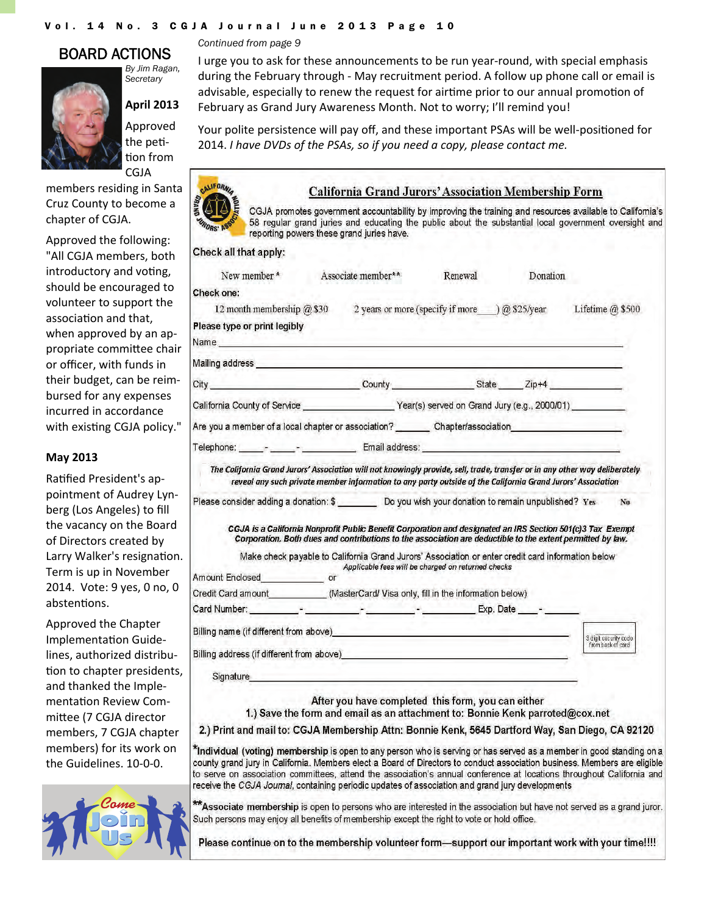## BOARD ACTIONS

*By Jim Ragan, Secretary*

**April 2013**

Approved the petition from CGJA members residing in Santa Cruz County to become a chapter of CGJA.

Approved the following: "All CGJA members, both introductory and voting, should be encouraged to volunteer to support the association and that, when approved by an appropriate committee chair or officer, with funds in their budget, can be reimbursed for any expenses incurred in accordance with existing CGJA policy."

**May 2013**

Ratified President's appointment of Audrey Lynberg (Los Angeles) to fill the vacancy on the Board of Directors created by Larry Walker's resignation. Term is up in November 2014. Vote: 9 yes, 0 no, 0 abstentions.

Approved the Chapter Implementation Guidelines, authorized distribution to chapter presidents, and thanked the Implementation Review Committee (7 CGJA director members, 7 CGJA chapter members) for its work on the Guidelines. 10-0-0.

Come Join Us

*Continued from page 9*

I urge you to ask for these announcements to be run year-round, with special emphasis during the February through - May recruitment period. A follow up phone call or email is advisable, especially to renew the request for airtime prior to our annual promotion of February as Grand Jury Awareness Month. Not to worry; I'll remind you!

Your polite persistence will pay off, and these important PSAs will be well-positioned for 2014. *I have DVDs of the PSAs, so if you need a copy, please contact me.*

## California Grand Jurors' Association Membership Form

CGJA promotes government accountability by improving the training and resources available to California's 58 regular grand juries and educating the public about the substantial local government oversight and reporting powers these grand juries have.

**Check all that apply:**

New member * Associate member** Renewal Donation

**Check one:**

12 month membership @ $30 2 years or more (specify if more ___) @ $25/year Lifetime @ $500

**Please type or print legibly**

Name ____________________

Mailing address ____________________

City ____________ County ____________ State _____ Zip+4 ____________

California County of Service ____________ Year(s) served on Grand Jury (e.g., 2000/01) ____________

Are you a member of a local chapter or association? ______ Chapter/association ____________

Telephone: ____-____-________ Email address: ____________

*The California Grand Jurors' Association will not knowingly provide, sell, trade, transfer or in any other way deliberately reveal any such private member information to any party outside of the California Grand Jurors' Association*

Please consider adding a donation: $ ______ Do you wish your donation to remain unpublished? Yes No

***CGJA is a California Nonprofit Public Benefit Corporation and designated an IRS Section 501(c)3 Tax Exempt Corporation. Both dues and contributions to the association are deductible to the extent permitted by law.***

Make check payable to California Grand Jurors' Association or enter credit card information below

*Applicable fees will be charged on returned checks*

Amount Enclosed ____________ or

Credit Card amount ____________ (MasterCard/ Visa only, fill in the information below)

Card Number: ________-________-________-________ Exp. Date ____-______

Billing name (if different from above) ____________________ 3 digit security code from back of card

Billing address (if different from above) ____________________

Signature ____________________

After you have completed this form, you can either

1.) Save the form and email as an attachment to: Bonnie Kenk parroted@cox.net

2.) Print and mail to: CGJA Membership Attn: Bonnie Kenk, 5645 Dartford Way, San Diego, CA 92120

***Individual (voting) membership** is open to any person who is serving or has served as a member in good standing on a county grand jury in California. Members elect a Board of Directors to conduct association business. Members are eligible to serve on association committees, attend the association's annual conference at locations throughout California and receive the *CGJA Journal*, containing periodic updates of association and grand jury developments

****Associate membership** is open to persons who are interested in the association but have not served as a grand juror. Such persons may enjoy all benefits of membership except the right to vote or hold office.

Please continue on to the membership volunteer form—support our important work with your time!!!!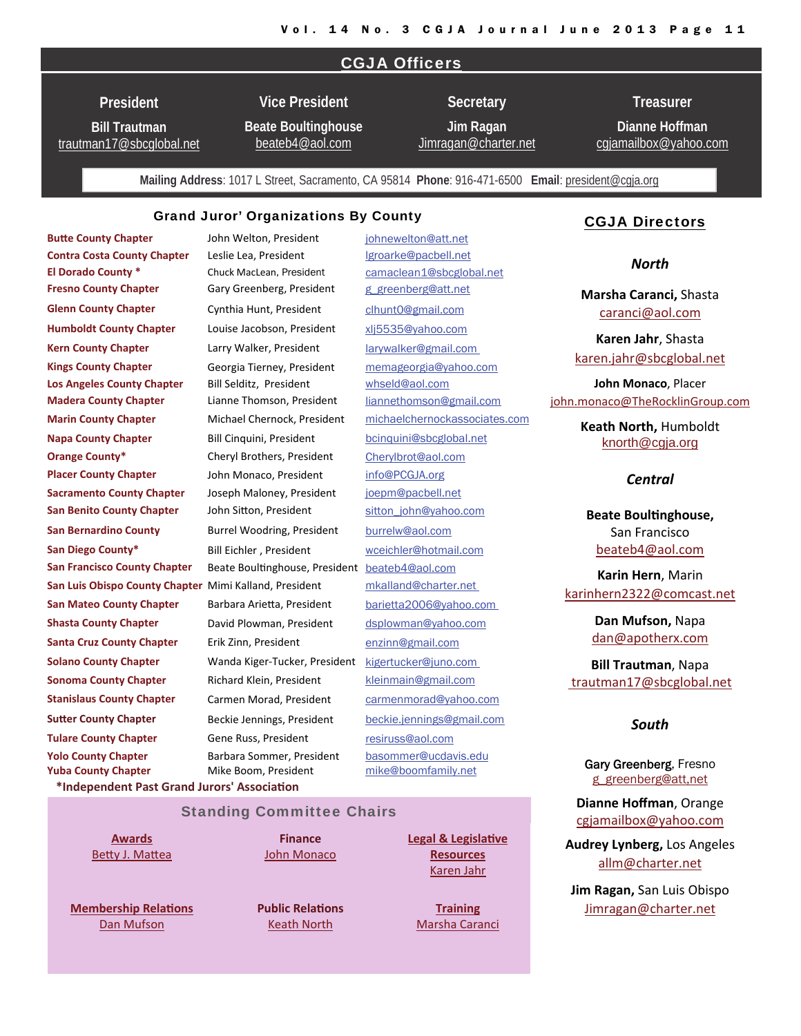## CGJA Officers

**President**
**Bill Trautman**
trautman17@sbcglobal.net

**Vice President**
**Beate Boultinghouse**
beateb4@aol.com

**Secretary**
**Jim Ragan**
Jimragan@charter.net

**Treasurer**
**Dianne Hoffman**
cgjamailbox@yahoo.com

**Mailing Address**: 1017 L Street, Sacramento, CA 95814 **Phone**: 916-471-6500 **Email**: president@cgja.org

## Grand Juror' Organizations By County

| County | President | Email |
|---|---|---|
| **Butte County Chapter** | John Welton, President | johnewelton@att.net |
| **Contra Costa County Chapter** | Leslie Lea, President | lgroarke@pacbell.net |
| **El Dorado County** * | Chuck MacLean, President | camaclean1@sbcglobal.net |
| **Fresno County Chapter** | Gary Greenberg, President | g_greenberg@att.net |
| **Glenn County Chapter** | Cynthia Hunt, President | clhunt0@gmail.com |
| **Humboldt County Chapter** | Louise Jacobson, President | xlj5535@yahoo.com |
| **Kern County Chapter** | Larry Walker, President | larywalker@gmail.com |
| **Kings County Chapter** | Georgia Tierney, President | memageorgia@yahoo.com |
| **Los Angeles County Chapter** | Bill Selditz, President | whseld@aol.com |
| **Madera County Chapter** | Lianne Thomson, President | liannethomson@gmail.com |
| **Marin County Chapter** | Michael Chernock, President | michaelchernockassociates.com |
| **Napa County Chapter** | Bill Cinquini, President | bcinquini@sbcglobal.net |
| **Orange County*** | Cheryl Brothers, President | Cherylbrot@aol.com |
| **Placer County Chapter** | John Monaco, President | info@PCGJA.org |
| **Sacramento County Chapter** | Joseph Maloney, President | joepm@pacbell.net |
| **San Benito County Chapter** | John Sitton, President | sitton_john@yahoo.com |
| **San Bernardino County** | Burrel Woodring, President | burrelw@aol.com |
| **San Diego County*** | Bill Eichler , President | wceichler@hotmail.com |
| **San Francisco County Chapter** | Beate Boultinghouse, President | beateb4@aol.com |
| **San Luis Obispo County Chapter** | Mimi Kalland, President | mkalland@charter.net |
| **San Mateo County Chapter** | Barbara Arietta, President | barietta2006@yahoo.com |
| **Shasta County Chapter** | David Plowman, President | dsplowman@yahoo.com |
| **Santa Cruz County Chapter** | Erik Zinn, President | enzinn@gmail.com |
| **Solano County Chapter** | Wanda Kiger-Tucker, President | kigertucker@juno.com |
| **Sonoma County Chapter** | Richard Klein, President | kleinmain@gmail.com |
| **Stanislaus County Chapter** | Carmen Morad, President | carmenmorad@yahoo.com |
| **Sutter County Chapter** | Beckie Jennings, President | beckie.jennings@gmail.com |
| **Tulare County Chapter** | Gene Russ, President | resiruss@aol.com |
| **Yolo County Chapter** | Barbara Sommer, President | basommer@ucdavis.edu |
| **Yuba County Chapter** | Mike Boom, President | mike@boomfamily.net |

**\*Independent Past Grand Jurors' Association**

## Standing Committee Chairs

**Awards**
Betty J. Mattea

**Finance**
John Monaco

**Legal & Legislative Resources**
Karen Jahr

**Membership Relations**
Dan Mufson

**Public Relations**
Keath North

**Training**
Marsha Caranci

## CGJA Directors

### *North*

**Marsha Caranci,** Shasta
caranci@aol.com

**Karen Jahr**, Shasta
karen.jahr@sbcglobal.net

**John Monaco**, Placer
john.monaco@TheRocklinGroup.com

**Keath North,** Humboldt
knorth@cgja.org

### *Central*

**Beate Boultinghouse,**
San Francisco
beateb4@aol.com

**Karin Hern**, Marin
karinhern2322@comcast.net

**Dan Mufson,** Napa
dan@apotherx.com

**Bill Trautman**, Napa
trautman17@sbcglobal.net

### *South*

**Gary Greenberg**, Fresno
g_greenberg@att,net

**Dianne Hoffman**, Orange
cgjamailbox@yahoo.com

**Audrey Lynberg,** Los Angeles
allm@charter.net

**Jim Ragan,** San Luis Obispo
Jimragan@charter.net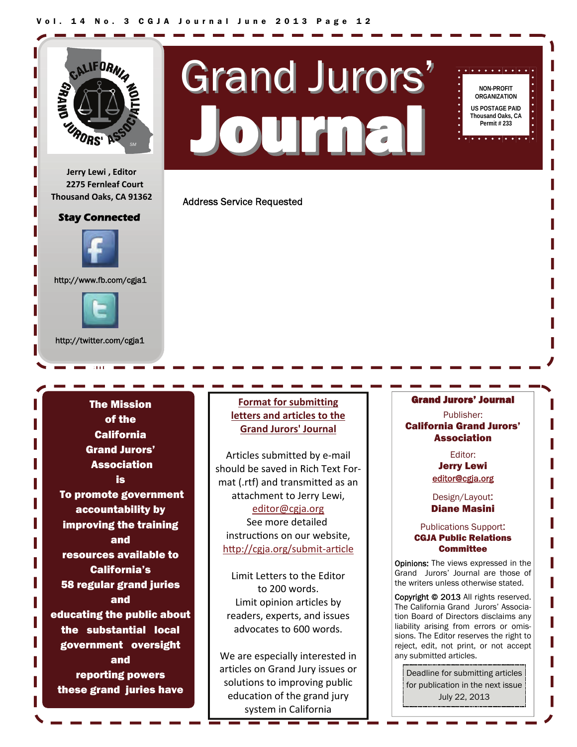# Grand Jurors' Journal

Jerry Lewi , Editor
2275 Fernleaf Court
Thousand Oaks, CA 91362

NON-PROFIT ORGANIZATION
US POSTAGE PAID
Thousand Oaks, CA
Permit # 233

Address Service Requested

**Stay Connected**

http://www.fb.com/cgja1

http://twitter.com/cgja1

**The Mission of the California Grand Jurors' Association is To promote government accountability by improving the training and resources available to California's 58 regular grand juries and educating the public about the substantial local government oversight and reporting powers these grand juries have**

## Format for submitting letters and articles to the Grand Jurors' Journal

Articles submitted by e-mail should be saved in Rich Text Format (.rtf) and transmitted as an attachment to Jerry Lewi, editor@cgja.org
See more detailed instructions on our website, http://cgja.org/submit-article

Limit Letters to the Editor to 200 words.
Limit opinion articles by readers, experts, and issues advocates to 600 words.

We are especially interested in articles on Grand Jury issues or solutions to improving public education of the grand jury system in California

## Grand Jurors' Journal

Publisher:
**California Grand Jurors' Association**

Editor:
**Jerry Lewi**
editor@cgja.org

Design/Layout:
**Diane Masini**

Publications Support:
**CGJA Public Relations Committee**

Opinions: The views expressed in the Grand Jurors' Journal are those of the writers unless otherwise stated.

Copyright © 2013 All rights reserved. The California Grand Jurors' Association Board of Directors disclaims any liability arising from errors or omissions. The Editor reserves the right to reject, edit, not print, or not accept any submitted articles.

Deadline for submitting articles for publication in the next issue July 22, 2013